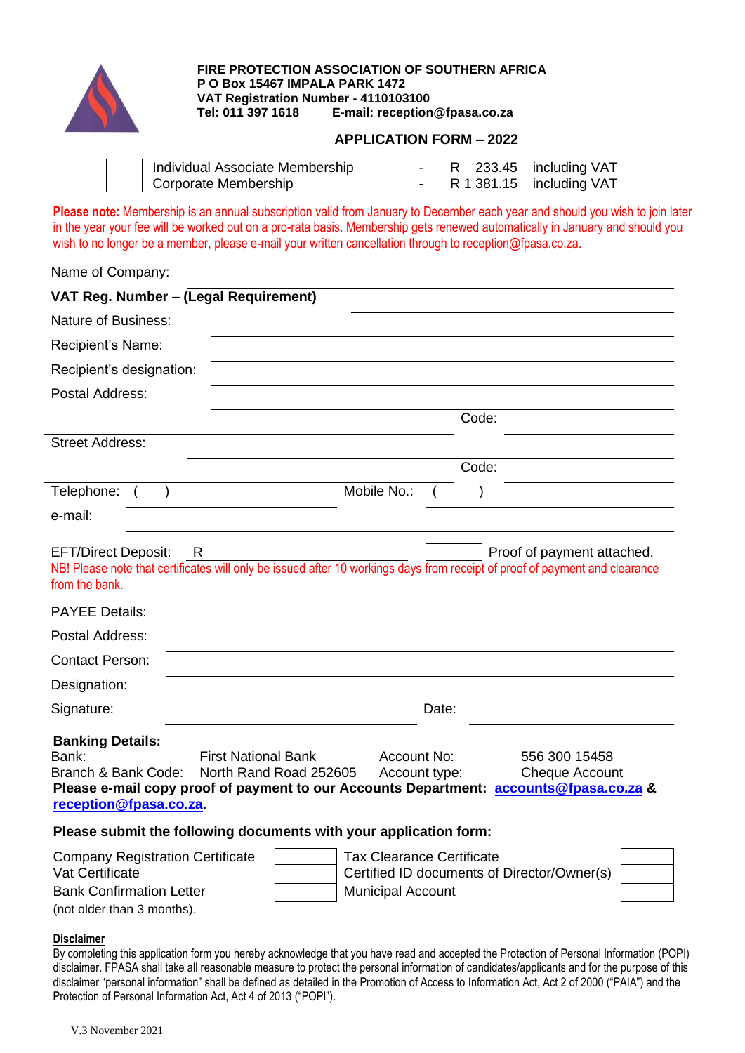**FIRE PROTECTION ASSOCIATION OF SOUTHERN AFRICA**
**P O Box 15467 IMPALA PARK 1472**
**VAT Registration Number - 4110103100**
**Tel: 011 397 1618 E-mail: reception@fpasa.co.za**

## APPLICATION FORM – 2022

| | | | | |
|---|---|---|---|---|
| ☐ | Individual Associate Membership | - | R 233.45 | including VAT |
| ☐ | Corporate Membership | - | R 1 381.15 | including VAT |

**Please note:** Membership is an annual subscription valid from January to December each year and should you wish to join later in the year your fee will be worked out on a pro-rata basis. Membership gets renewed automatically in January and should you wish to no longer be a member, please e-mail your written cancellation through to reception@fpasa.co.za.

Name of Company: ____________________

**VAT Reg. Number – (Legal Requirement)** ____________________

Nature of Business: ____________________

Recipient's Name: ____________________

Recipient's designation: ____________________

Postal Address: ____________________

____________________ Code: ________

Street Address: ____________________

____________________ Code: ________

Telephone: ( ) ____________ Mobile No.: ( ) ____________

e-mail: ____________________

EFT/Direct Deposit: R ____________ ☐ Proof of payment attached.

NB! Please note that certificates will only be issued after 10 workings days from receipt of proof of payment and clearance from the bank.

PAYEE Details: ____________________

Postal Address: ____________________

Contact Person: ____________________

Designation: ____________________

Signature: ____________________ Date: ____________

**Banking Details:**

| | | | |
|---|---|---|---|
| Bank: | First National Bank | Account No: | 556 300 15458 |
| Branch & Bank Code: | North Rand Road 252605 | Account type: | Cheque Account |

**Please e-mail copy proof of payment to our Accounts Department: accounts@fpasa.co.za & reception@fpasa.co.za.**

**Please submit the following documents with your application form:**

| | | | |
|---|---|---|---|
| Company Registration Certificate | ☐ | Tax Clearance Certificate | ☐ |
| Vat Certificate | ☐ | Certified ID documents of Director/Owner(s) | ☐ |
| Bank Confirmation Letter (not older than 3 months). | ☐ | Municipal Account | ☐ |

**Disclaimer**

By completing this application form you hereby acknowledge that you have read and accepted the Protection of Personal Information (POPI) disclaimer. FPASA shall take all reasonable measure to protect the personal information of candidates/applicants and for the purpose of this disclaimer "personal information" shall be defined as detailed in the Promotion of Access to Information Act, Act 2 of 2000 ("PAIA") and the Protection of Personal Information Act, Act 4 of 2013 ("POPI").

V.3 November 2021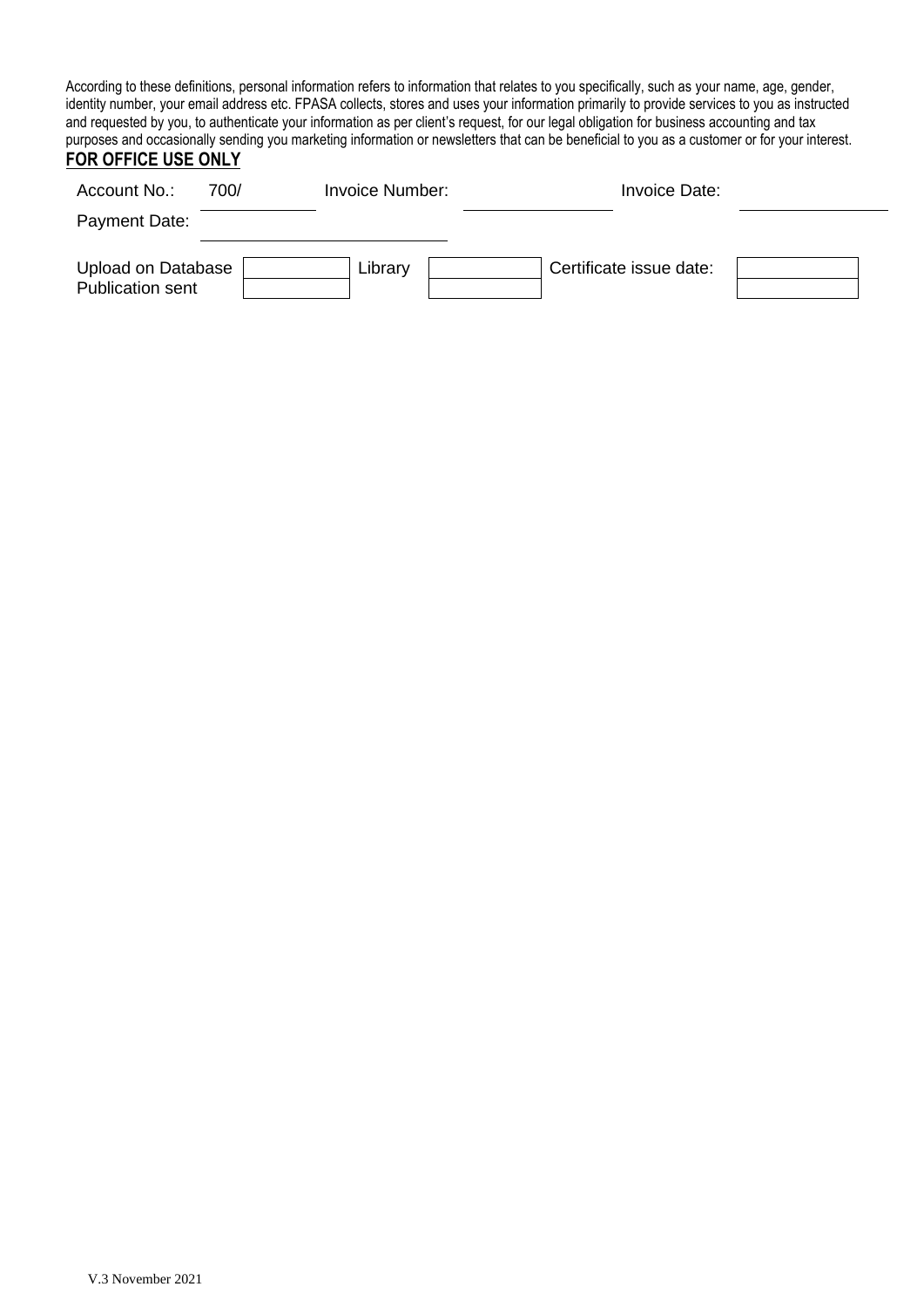According to these definitions, personal information refers to information that relates to you specifically, such as your name, age, gender, identity number, your email address etc. FPASA collects, stores and uses your information primarily to provide services to you as instructed and requested by you, to authenticate your information as per client's request, for our legal obligation for business accounting and tax purposes and occasionally sending you marketing information or newsletters that can be beneficial to you as a customer or for your interest.

**FOR OFFICE USE ONLY**

Account No.: 700/ \_\_\_\_\_\_\_\_ Invoice Number: \_\_\_\_\_\_\_\_ Invoice Date: \_\_\_\_\_\_\_\_

Payment Date: \_\_\_\_\_\_\_\_

| | | | | | |
|---|---|---|---|---|---|
| Upload on Database | | Library | | Certificate issue date: | |
| Publication sent | | | | | |

V.3 November 2021